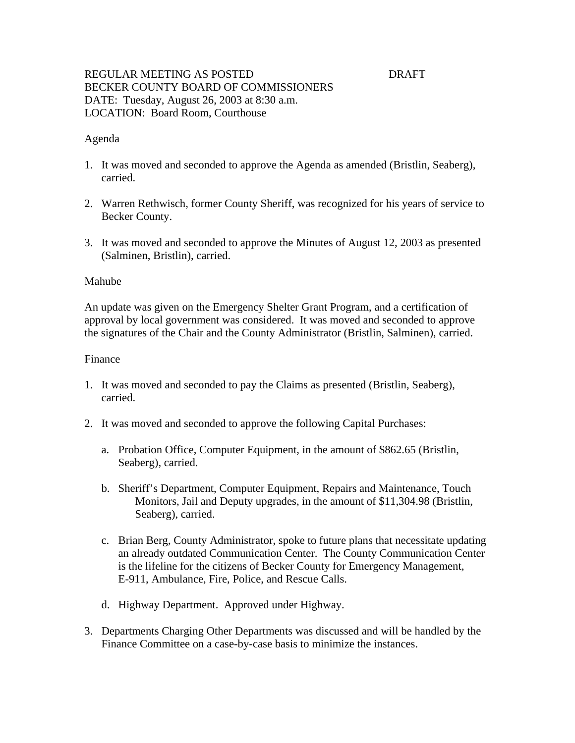REGULAR MEETING AS POSTED DRAFT
BECKER COUNTY BOARD OF COMMISSIONERS
DATE: Tuesday, August 26, 2003 at 8:30 a.m.
LOCATION: Board Room, Courthouse

Agenda

1. It was moved and seconded to approve the Agenda as amended (Bristlin, Seaberg), carried.

2. Warren Rethwisch, former County Sheriff, was recognized for his years of service to Becker County.

3. It was moved and seconded to approve the Minutes of August 12, 2003 as presented (Salminen, Bristlin), carried.

Mahube

An update was given on the Emergency Shelter Grant Program, and a certification of approval by local government was considered. It was moved and seconded to approve the signatures of the Chair and the County Administrator (Bristlin, Salminen), carried.

Finance

1. It was moved and seconded to pay the Claims as presented (Bristlin, Seaberg), carried.

2. It was moved and seconded to approve the following Capital Purchases:

   a. Probation Office, Computer Equipment, in the amount of $862.65 (Bristlin, Seaberg), carried.

   b. Sheriff's Department, Computer Equipment, Repairs and Maintenance, Touch Monitors, Jail and Deputy upgrades, in the amount of $11,304.98 (Bristlin, Seaberg), carried.

   c. Brian Berg, County Administrator, spoke to future plans that necessitate updating an already outdated Communication Center. The County Communication Center is the lifeline for the citizens of Becker County for Emergency Management, E-911, Ambulance, Fire, Police, and Rescue Calls.

   d. Highway Department. Approved under Highway.

3. Departments Charging Other Departments was discussed and will be handled by the Finance Committee on a case-by-case basis to minimize the instances.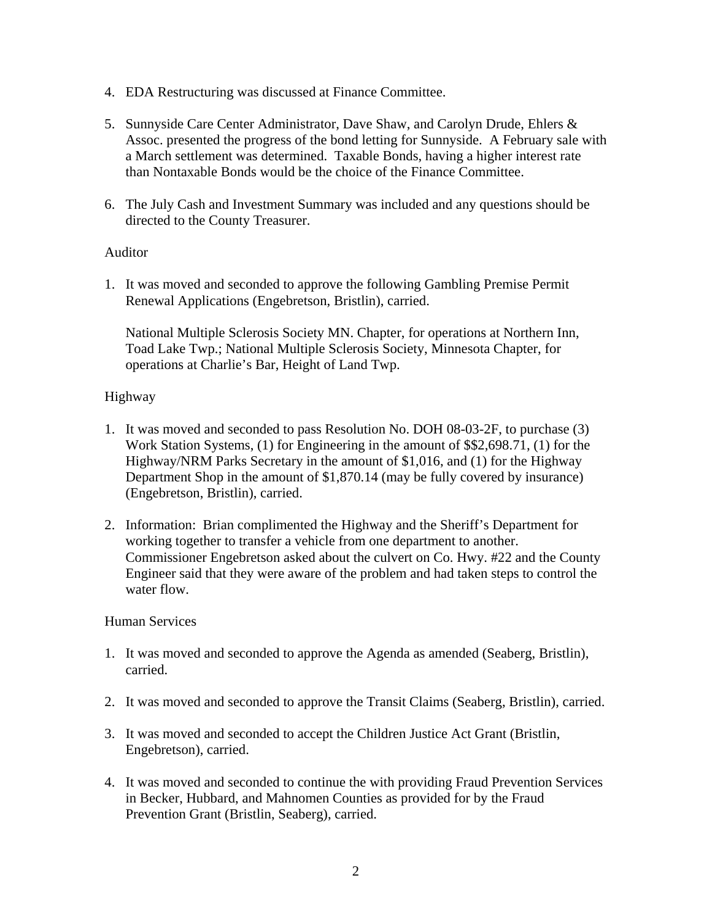4. EDA Restructuring was discussed at Finance Committee.

5. Sunnyside Care Center Administrator, Dave Shaw, and Carolyn Drude, Ehlers & Assoc. presented the progress of the bond letting for Sunnyside. A February sale with a March settlement was determined. Taxable Bonds, having a higher interest rate than Nontaxable Bonds would be the choice of the Finance Committee.

6. The July Cash and Investment Summary was included and any questions should be directed to the County Treasurer.

Auditor

1. It was moved and seconded to approve the following Gambling Premise Permit Renewal Applications (Engebretson, Bristlin), carried.

   National Multiple Sclerosis Society MN. Chapter, for operations at Northern Inn, Toad Lake Twp.; National Multiple Sclerosis Society, Minnesota Chapter, for operations at Charlie's Bar, Height of Land Twp.

Highway

1. It was moved and seconded to pass Resolution No. DOH 08-03-2F, to purchase (3) Work Station Systems, (1) for Engineering in the amount of $$2,698.71, (1) for the Highway/NRM Parks Secretary in the amount of $1,016, and (1) for the Highway Department Shop in the amount of $1,870.14 (may be fully covered by insurance) (Engebretson, Bristlin), carried.

2. Information: Brian complimented the Highway and the Sheriff's Department for working together to transfer a vehicle from one department to another. Commissioner Engebretson asked about the culvert on Co. Hwy. #22 and the County Engineer said that they were aware of the problem and had taken steps to control the water flow.

Human Services

1. It was moved and seconded to approve the Agenda as amended (Seaberg, Bristlin), carried.

2. It was moved and seconded to approve the Transit Claims (Seaberg, Bristlin), carried.

3. It was moved and seconded to accept the Children Justice Act Grant (Bristlin, Engebretson), carried.

4. It was moved and seconded to continue the with providing Fraud Prevention Services in Becker, Hubbard, and Mahnomen Counties as provided for by the Fraud Prevention Grant (Bristlin, Seaberg), carried.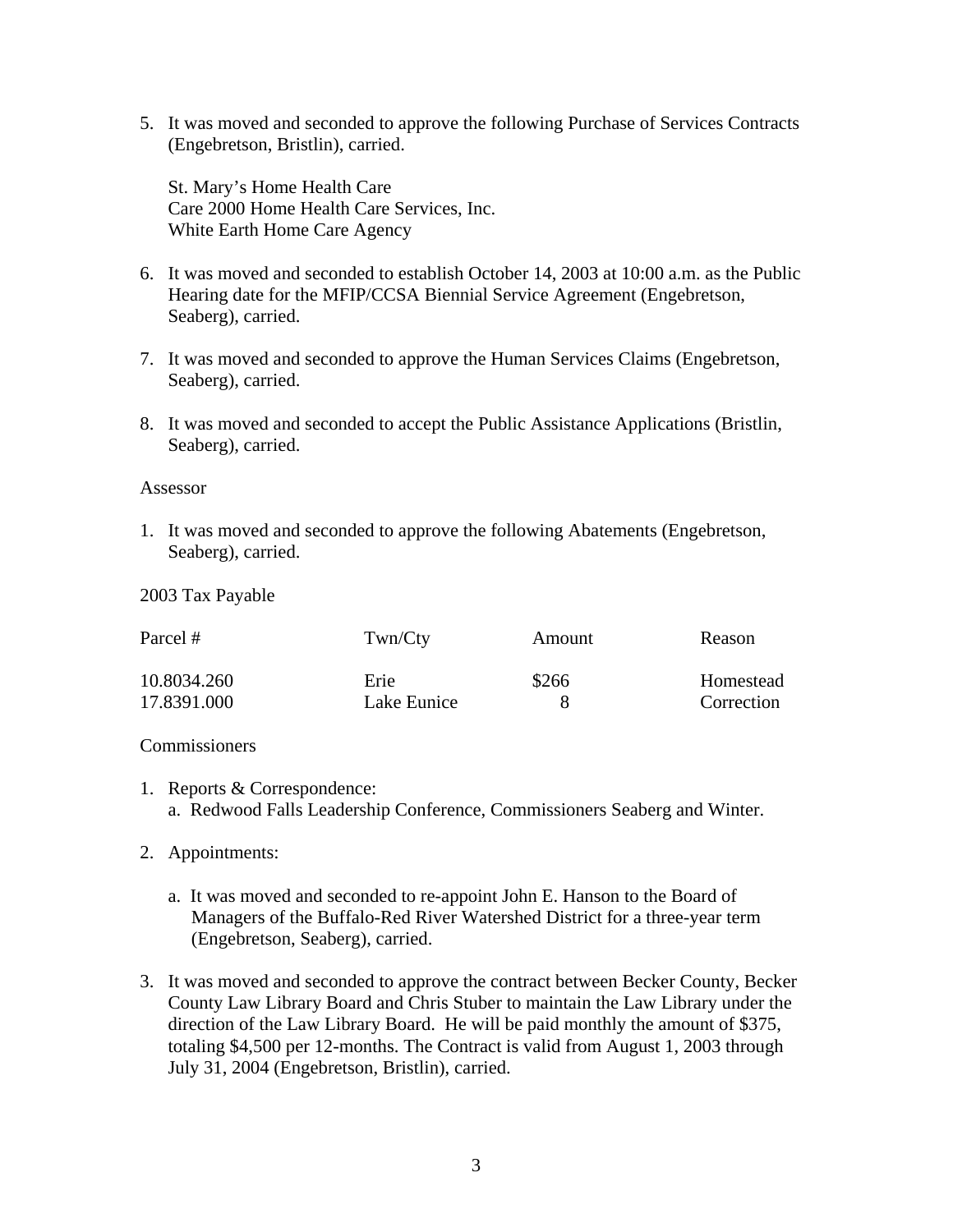5. It was moved and seconded to approve the following Purchase of Services Contracts (Engebretson, Bristlin), carried.

   St. Mary's Home Health Care
   Care 2000 Home Health Care Services, Inc.
   White Earth Home Care Agency

6. It was moved and seconded to establish October 14, 2003 at 10:00 a.m. as the Public Hearing date for the MFIP/CCSA Biennial Service Agreement (Engebretson, Seaberg), carried.

7. It was moved and seconded to approve the Human Services Claims (Engebretson, Seaberg), carried.

8. It was moved and seconded to accept the Public Assistance Applications (Bristlin, Seaberg), carried.

Assessor

1. It was moved and seconded to approve the following Abatements (Engebretson, Seaberg), carried.

2003 Tax Payable

| Parcel # | Twn/Cty | Amount | Reason |
|---|---|---|---|
| 10.8034.260 | Erie | $266 | Homestead |
| 17.8391.000 | Lake Eunice | 8 | Correction |

Commissioners

1. Reports & Correspondence:
   a. Redwood Falls Leadership Conference, Commissioners Seaberg and Winter.

2. Appointments:

   a. It was moved and seconded to re-appoint John E. Hanson to the Board of Managers of the Buffalo-Red River Watershed District for a three-year term (Engebretson, Seaberg), carried.

3. It was moved and seconded to approve the contract between Becker County, Becker County Law Library Board and Chris Stuber to maintain the Law Library under the direction of the Law Library Board. He will be paid monthly the amount of $375, totaling $4,500 per 12-months. The Contract is valid from August 1, 2003 through July 31, 2004 (Engebretson, Bristlin), carried.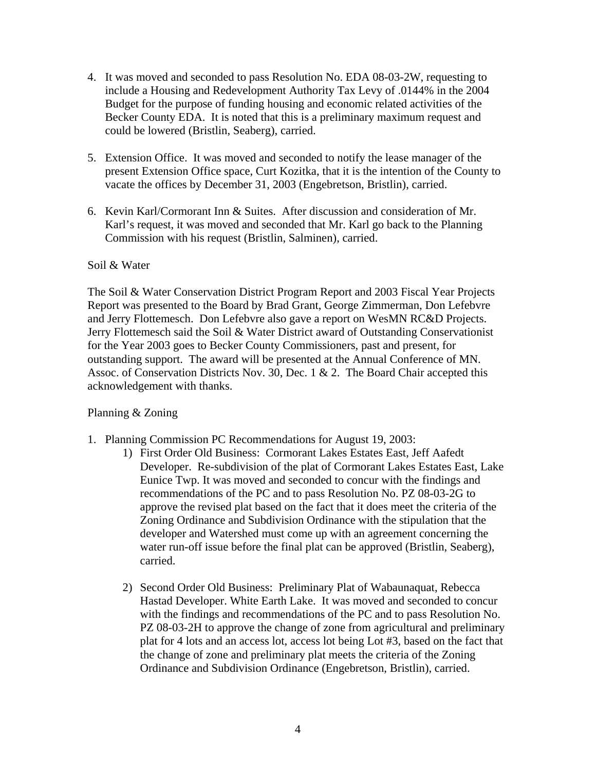4. It was moved and seconded to pass Resolution No. EDA 08-03-2W, requesting to include a Housing and Redevelopment Authority Tax Levy of .0144% in the 2004 Budget for the purpose of funding housing and economic related activities of the Becker County EDA. It is noted that this is a preliminary maximum request and could be lowered (Bristlin, Seaberg), carried.

5. Extension Office. It was moved and seconded to notify the lease manager of the present Extension Office space, Curt Kozitka, that it is the intention of the County to vacate the offices by December 31, 2003 (Engebretson, Bristlin), carried.

6. Kevin Karl/Cormorant Inn & Suites. After discussion and consideration of Mr. Karl's request, it was moved and seconded that Mr. Karl go back to the Planning Commission with his request (Bristlin, Salminen), carried.

Soil & Water

The Soil & Water Conservation District Program Report and 2003 Fiscal Year Projects Report was presented to the Board by Brad Grant, George Zimmerman, Don Lefebvre and Jerry Flottemesch. Don Lefebvre also gave a report on WesMN RC&D Projects. Jerry Flottemesch said the Soil & Water District award of Outstanding Conservationist for the Year 2003 goes to Becker County Commissioners, past and present, for outstanding support. The award will be presented at the Annual Conference of MN. Assoc. of Conservation Districts Nov. 30, Dec. 1 & 2. The Board Chair accepted this acknowledgement with thanks.

Planning & Zoning

1. Planning Commission PC Recommendations for August 19, 2003:
    1) First Order Old Business: Cormorant Lakes Estates East, Jeff Aafedt Developer. Re-subdivision of the plat of Cormorant Lakes Estates East, Lake Eunice Twp. It was moved and seconded to concur with the findings and recommendations of the PC and to pass Resolution No. PZ 08-03-2G to approve the revised plat based on the fact that it does meet the criteria of the Zoning Ordinance and Subdivision Ordinance with the stipulation that the developer and Watershed must come up with an agreement concerning the water run-off issue before the final plat can be approved (Bristlin, Seaberg), carried.

    2) Second Order Old Business: Preliminary Plat of Wabaunaquat, Rebecca Hastad Developer. White Earth Lake. It was moved and seconded to concur with the findings and recommendations of the PC and to pass Resolution No. PZ 08-03-2H to approve the change of zone from agricultural and preliminary plat for 4 lots and an access lot, access lot being Lot #3, based on the fact that the change of zone and preliminary plat meets the criteria of the Zoning Ordinance and Subdivision Ordinance (Engebretson, Bristlin), carried.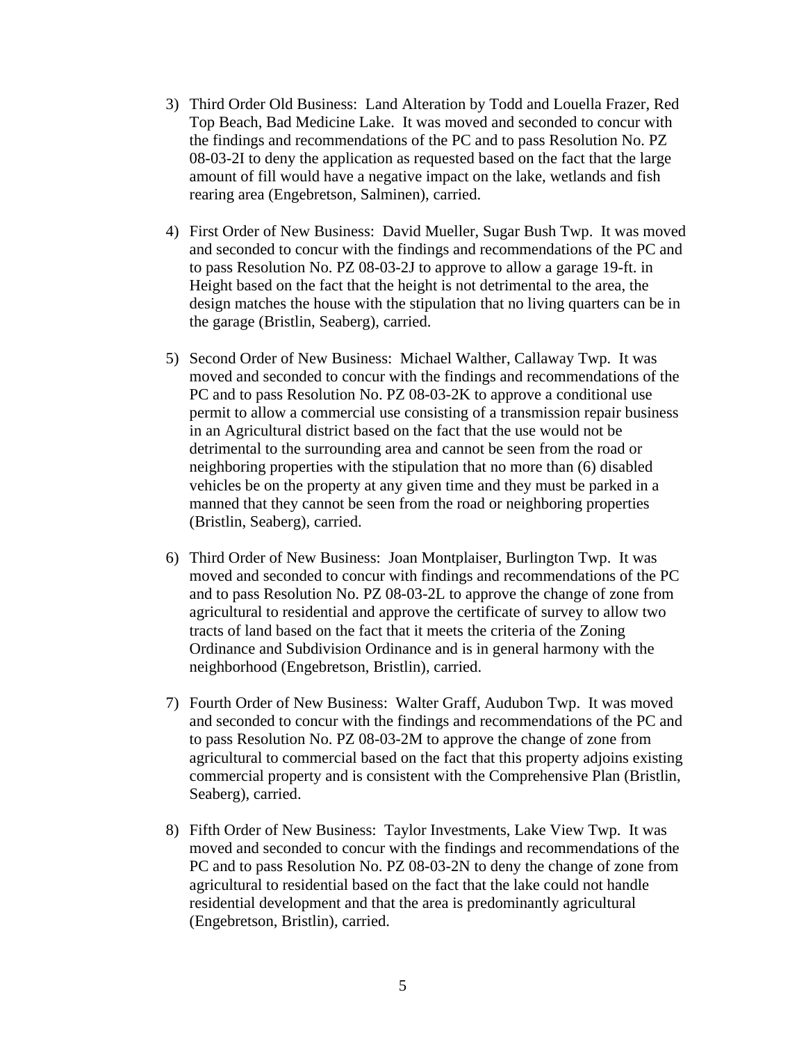3) Third Order Old Business: Land Alteration by Todd and Louella Frazer, Red Top Beach, Bad Medicine Lake. It was moved and seconded to concur with the findings and recommendations of the PC and to pass Resolution No. PZ 08-03-2I to deny the application as requested based on the fact that the large amount of fill would have a negative impact on the lake, wetlands and fish rearing area (Engebretson, Salminen), carried.

4) First Order of New Business: David Mueller, Sugar Bush Twp. It was moved and seconded to concur with the findings and recommendations of the PC and to pass Resolution No. PZ 08-03-2J to approve to allow a garage 19-ft. in Height based on the fact that the height is not detrimental to the area, the design matches the house with the stipulation that no living quarters can be in the garage (Bristlin, Seaberg), carried.

5) Second Order of New Business: Michael Walther, Callaway Twp. It was moved and seconded to concur with the findings and recommendations of the PC and to pass Resolution No. PZ 08-03-2K to approve a conditional use permit to allow a commercial use consisting of a transmission repair business in an Agricultural district based on the fact that the use would not be detrimental to the surrounding area and cannot be seen from the road or neighboring properties with the stipulation that no more than (6) disabled vehicles be on the property at any given time and they must be parked in a manned that they cannot be seen from the road or neighboring properties (Bristlin, Seaberg), carried.

6) Third Order of New Business: Joan Montplaiser, Burlington Twp. It was moved and seconded to concur with findings and recommendations of the PC and to pass Resolution No. PZ 08-03-2L to approve the change of zone from agricultural to residential and approve the certificate of survey to allow two tracts of land based on the fact that it meets the criteria of the Zoning Ordinance and Subdivision Ordinance and is in general harmony with the neighborhood (Engebretson, Bristlin), carried.

7) Fourth Order of New Business: Walter Graff, Audubon Twp. It was moved and seconded to concur with the findings and recommendations of the PC and to pass Resolution No. PZ 08-03-2M to approve the change of zone from agricultural to commercial based on the fact that this property adjoins existing commercial property and is consistent with the Comprehensive Plan (Bristlin, Seaberg), carried.

8) Fifth Order of New Business: Taylor Investments, Lake View Twp. It was moved and seconded to concur with the findings and recommendations of the PC and to pass Resolution No. PZ 08-03-2N to deny the change of zone from agricultural to residential based on the fact that the lake could not handle residential development and that the area is predominantly agricultural (Engebretson, Bristlin), carried.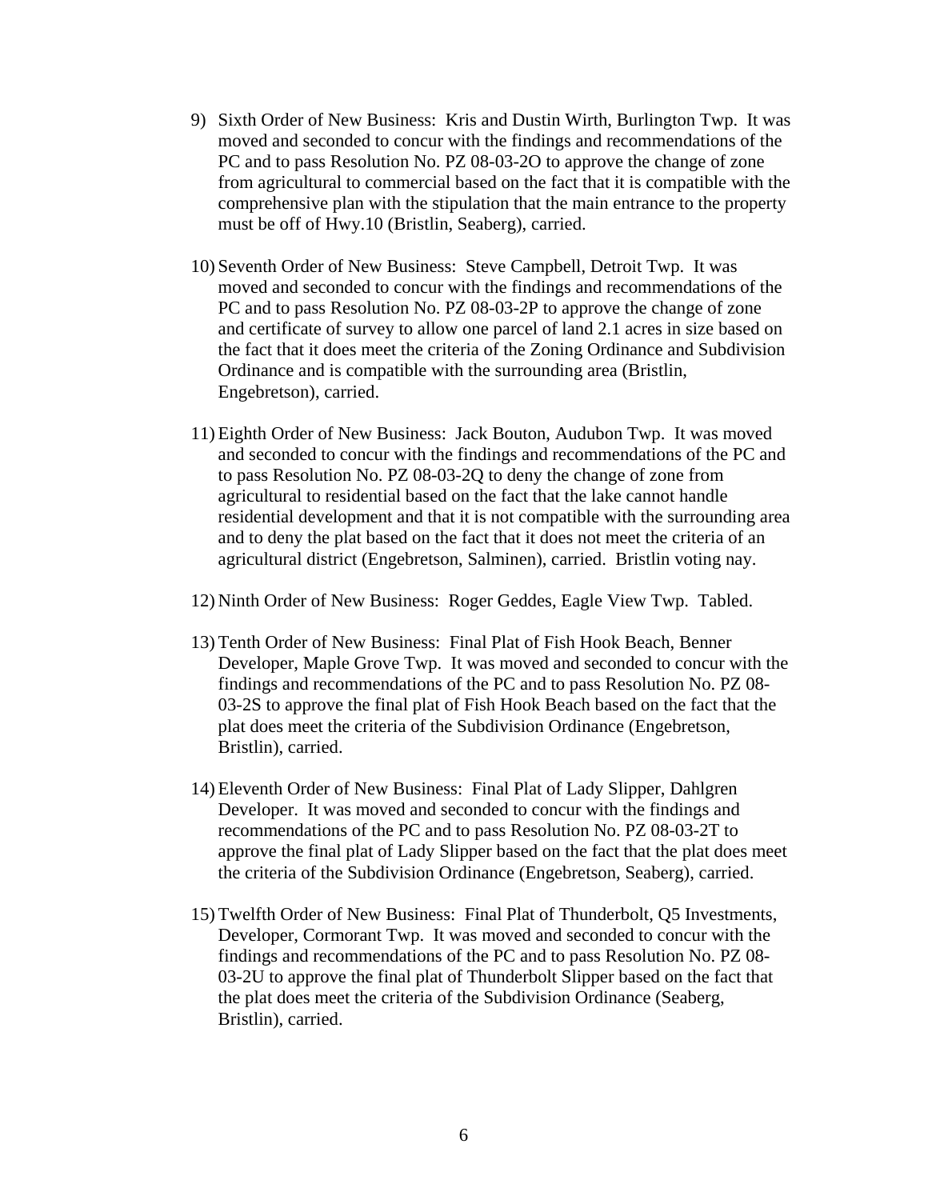9) Sixth Order of New Business: Kris and Dustin Wirth, Burlington Twp. It was moved and seconded to concur with the findings and recommendations of the PC and to pass Resolution No. PZ 08-03-2O to approve the change of zone from agricultural to commercial based on the fact that it is compatible with the comprehensive plan with the stipulation that the main entrance to the property must be off of Hwy.10 (Bristlin, Seaberg), carried.

10) Seventh Order of New Business: Steve Campbell, Detroit Twp. It was moved and seconded to concur with the findings and recommendations of the PC and to pass Resolution No. PZ 08-03-2P to approve the change of zone and certificate of survey to allow one parcel of land 2.1 acres in size based on the fact that it does meet the criteria of the Zoning Ordinance and Subdivision Ordinance and is compatible with the surrounding area (Bristlin, Engebretson), carried.

11) Eighth Order of New Business: Jack Bouton, Audubon Twp. It was moved and seconded to concur with the findings and recommendations of the PC and to pass Resolution No. PZ 08-03-2Q to deny the change of zone from agricultural to residential based on the fact that the lake cannot handle residential development and that it is not compatible with the surrounding area and to deny the plat based on the fact that it does not meet the criteria of an agricultural district (Engebretson, Salminen), carried. Bristlin voting nay.

12) Ninth Order of New Business: Roger Geddes, Eagle View Twp. Tabled.

13) Tenth Order of New Business: Final Plat of Fish Hook Beach, Benner Developer, Maple Grove Twp. It was moved and seconded to concur with the findings and recommendations of the PC and to pass Resolution No. PZ 08-03-2S to approve the final plat of Fish Hook Beach based on the fact that the plat does meet the criteria of the Subdivision Ordinance (Engebretson, Bristlin), carried.

14) Eleventh Order of New Business: Final Plat of Lady Slipper, Dahlgren Developer. It was moved and seconded to concur with the findings and recommendations of the PC and to pass Resolution No. PZ 08-03-2T to approve the final plat of Lady Slipper based on the fact that the plat does meet the criteria of the Subdivision Ordinance (Engebretson, Seaberg), carried.

15) Twelfth Order of New Business: Final Plat of Thunderbolt, Q5 Investments, Developer, Cormorant Twp. It was moved and seconded to concur with the findings and recommendations of the PC and to pass Resolution No. PZ 08-03-2U to approve the final plat of Thunderbolt Slipper based on the fact that the plat does meet the criteria of the Subdivision Ordinance (Seaberg, Bristlin), carried.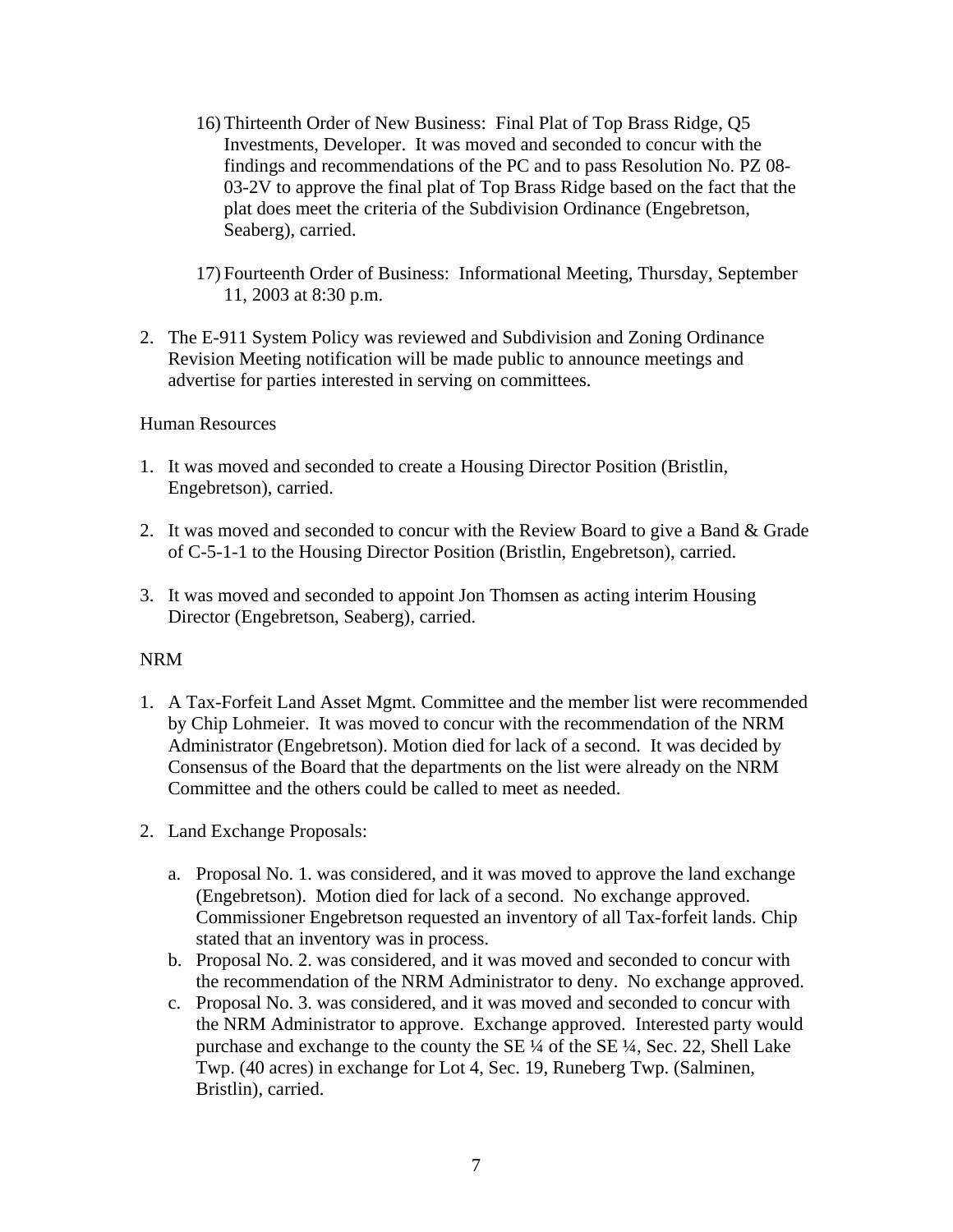16) Thirteenth Order of New Business: Final Plat of Top Brass Ridge, Q5 Investments, Developer. It was moved and seconded to concur with the findings and recommendations of the PC and to pass Resolution No. PZ 08-03-2V to approve the final plat of Top Brass Ridge based on the fact that the plat does meet the criteria of the Subdivision Ordinance (Engebretson, Seaberg), carried.

17) Fourteenth Order of Business: Informational Meeting, Thursday, September 11, 2003 at 8:30 p.m.

2. The E-911 System Policy was reviewed and Subdivision and Zoning Ordinance Revision Meeting notification will be made public to announce meetings and advertise for parties interested in serving on committees.

Human Resources

1. It was moved and seconded to create a Housing Director Position (Bristlin, Engebretson), carried.

2. It was moved and seconded to concur with the Review Board to give a Band & Grade of C-5-1-1 to the Housing Director Position (Bristlin, Engebretson), carried.

3. It was moved and seconded to appoint Jon Thomsen as acting interim Housing Director (Engebretson, Seaberg), carried.

NRM

1. A Tax-Forfeit Land Asset Mgmt. Committee and the member list were recommended by Chip Lohmeier. It was moved to concur with the recommendation of the NRM Administrator (Engebretson). Motion died for lack of a second. It was decided by Consensus of the Board that the departments on the list were already on the NRM Committee and the others could be called to meet as needed.

2. Land Exchange Proposals:

   a. Proposal No. 1. was considered, and it was moved to approve the land exchange (Engebretson). Motion died for lack of a second. No exchange approved. Commissioner Engebretson requested an inventory of all Tax-forfeit lands. Chip stated that an inventory was in process.
   b. Proposal No. 2. was considered, and it was moved and seconded to concur with the recommendation of the NRM Administrator to deny. No exchange approved.
   c. Proposal No. 3. was considered, and it was moved and seconded to concur with the NRM Administrator to approve. Exchange approved. Interested party would purchase and exchange to the county the SE ¼ of the SE ¼, Sec. 22, Shell Lake Twp. (40 acres) in exchange for Lot 4, Sec. 19, Runeberg Twp. (Salminen, Bristlin), carried.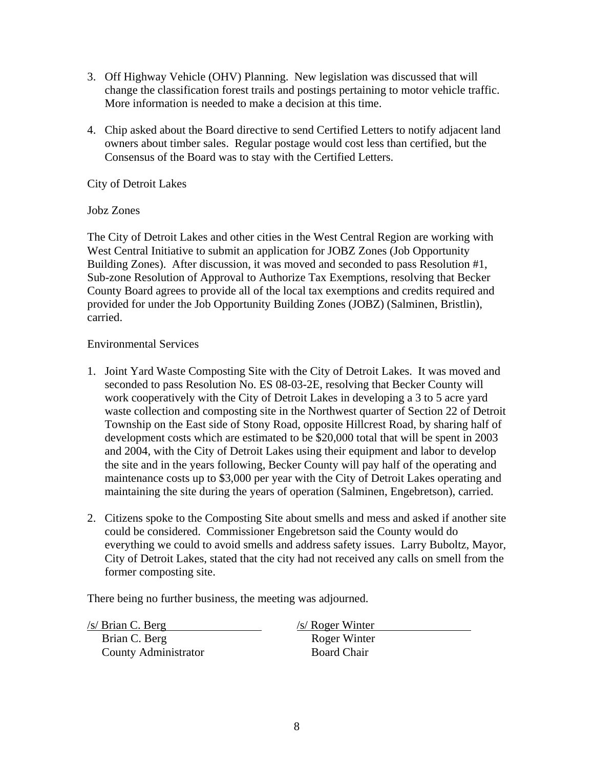3. Off Highway Vehicle (OHV) Planning. New legislation was discussed that will change the classification forest trails and postings pertaining to motor vehicle traffic. More information is needed to make a decision at this time.

4. Chip asked about the Board directive to send Certified Letters to notify adjacent land owners about timber sales. Regular postage would cost less than certified, but the Consensus of the Board was to stay with the Certified Letters.

City of Detroit Lakes

Jobz Zones

The City of Detroit Lakes and other cities in the West Central Region are working with West Central Initiative to submit an application for JOBZ Zones (Job Opportunity Building Zones). After discussion, it was moved and seconded to pass Resolution #1, Sub-zone Resolution of Approval to Authorize Tax Exemptions, resolving that Becker County Board agrees to provide all of the local tax exemptions and credits required and provided for under the Job Opportunity Building Zones (JOBZ) (Salminen, Bristlin), carried.

Environmental Services

1. Joint Yard Waste Composting Site with the City of Detroit Lakes. It was moved and seconded to pass Resolution No. ES 08-03-2E, resolving that Becker County will work cooperatively with the City of Detroit Lakes in developing a 3 to 5 acre yard waste collection and composting site in the Northwest quarter of Section 22 of Detroit Township on the East side of Stony Road, opposite Hillcrest Road, by sharing half of development costs which are estimated to be $20,000 total that will be spent in 2003 and 2004, with the City of Detroit Lakes using their equipment and labor to develop the site and in the years following, Becker County will pay half of the operating and maintenance costs up to $3,000 per year with the City of Detroit Lakes operating and maintaining the site during the years of operation (Salminen, Engebretson), carried.

2. Citizens spoke to the Composting Site about smells and mess and asked if another site could be considered. Commissioner Engebretson said the County would do everything we could to avoid smells and address safety issues. Larry Buboltz, Mayor, City of Detroit Lakes, stated that the city had not received any calls on smell from the former composting site.

There being no further business, the meeting was adjourned.

/s/ Brian C. Berg
Brian C. Berg
County Administrator

/s/ Roger Winter
Roger Winter
Board Chair